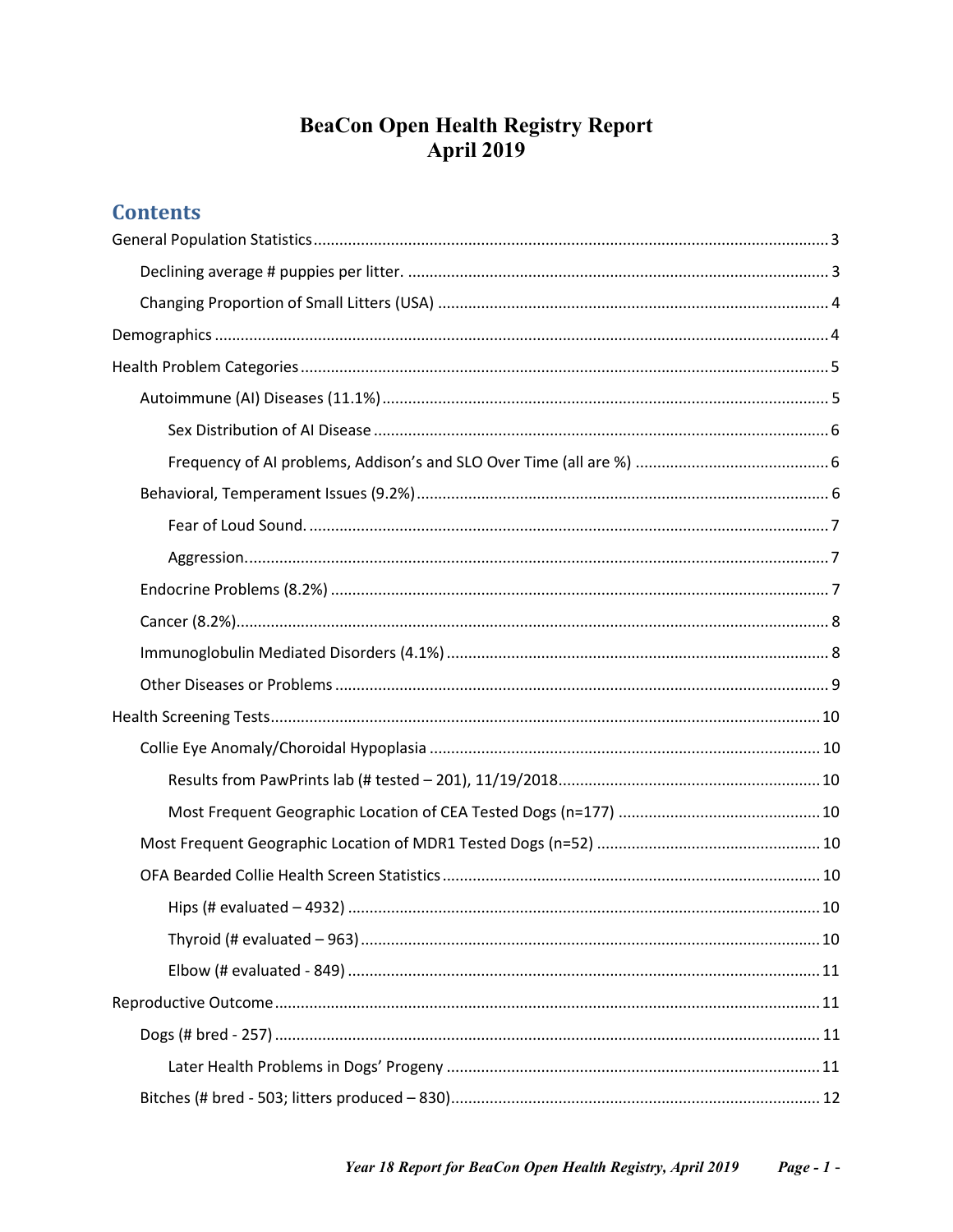# BeaCon Open Health Registry Report
# April 2019

## Contents

- General Population Statistics .......... 3
  - Declining average # puppies per litter. .......... 3
  - Changing Proportion of Small Litters (USA) .......... 4
- Demographics .......... 4
- Health Problem Categories .......... 5
  - Autoimmune (AI) Diseases (11.1%) .......... 5
    - Sex Distribution of AI Disease .......... 6
    - Frequency of AI problems, Addison's and SLO Over Time (all are %) .......... 6
  - Behavioral, Temperament Issues (9.2%) .......... 6
    - Fear of Loud Sound. .......... 7
    - Aggression. .......... 7
  - Endocrine Problems (8.2%) .......... 7
  - Cancer (8.2%) .......... 8
  - Immunoglobulin Mediated Disorders (4.1%) .......... 8
  - Other Diseases or Problems .......... 9
- Health Screening Tests .......... 10
  - Collie Eye Anomaly/Choroidal Hypoplasia .......... 10
    - Results from PawPrints lab (# tested – 201), 11/19/2018 .......... 10
    - Most Frequent Geographic Location of CEA Tested Dogs (n=177) .......... 10
  - Most Frequent Geographic Location of MDR1 Tested Dogs (n=52) .......... 10
  - OFA Bearded Collie Health Screen Statistics .......... 10
    - Hips (# evaluated – 4932) .......... 10
    - Thyroid (# evaluated – 963) .......... 10
    - Elbow (# evaluated - 849) .......... 11
- Reproductive Outcome .......... 11
  - Dogs (# bred - 257) .......... 11
    - Later Health Problems in Dogs' Progeny .......... 11
  - Bitches (# bred - 503; litters produced – 830) .......... 12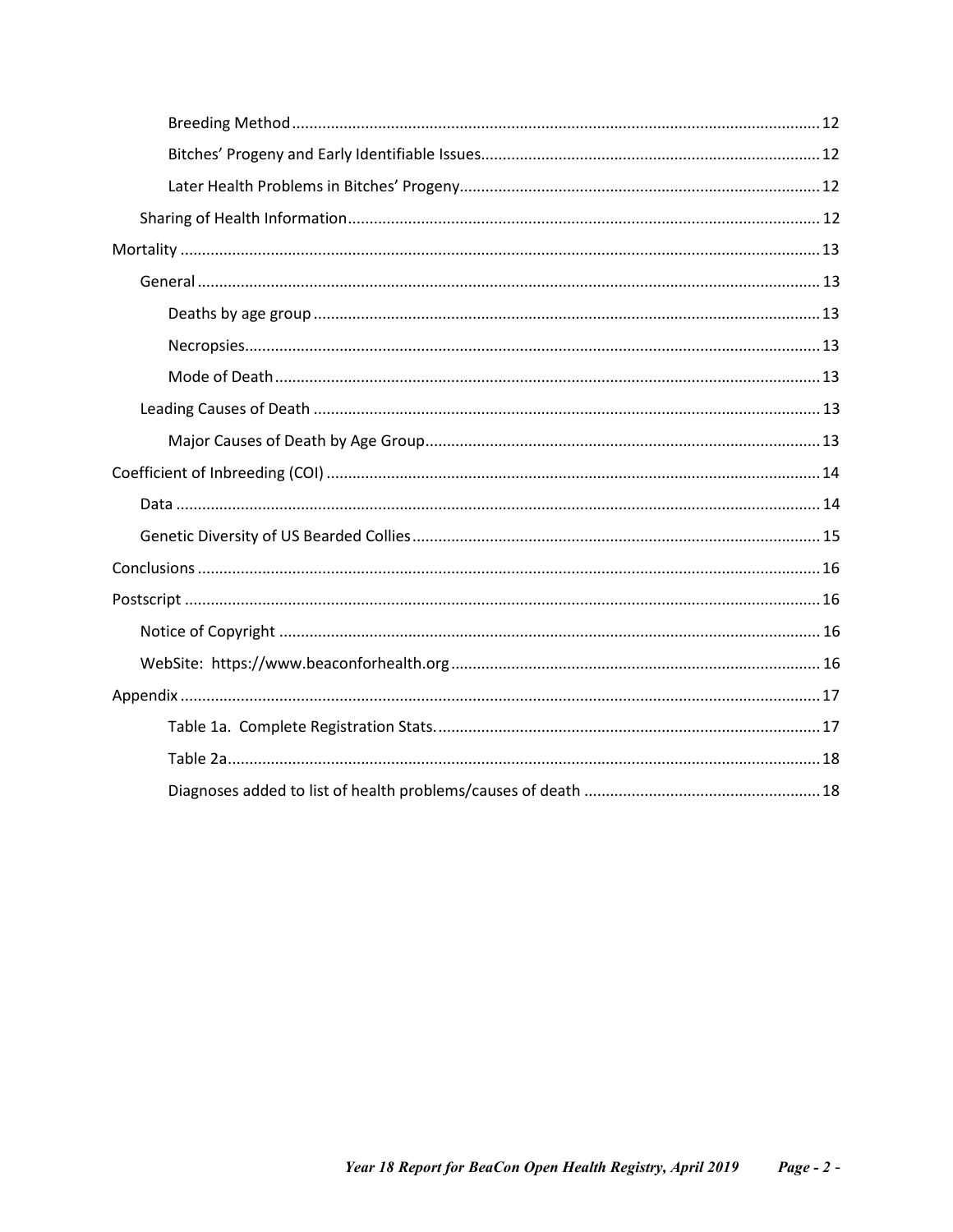- Breeding Method ........ 12
- Bitches' Progeny and Early Identifiable Issues ........ 12
- Later Health Problems in Bitches' Progeny ........ 12
- Sharing of Health Information ........ 12

Mortality ........ 13

- General ........ 13
  - Deaths by age group ........ 13
  - Necropsies ........ 13
  - Mode of Death ........ 13
- Leading Causes of Death ........ 13
  - Major Causes of Death by Age Group ........ 13

Coefficient of Inbreeding (COI) ........ 14

- Data ........ 14
- Genetic Diversity of US Bearded Collies ........ 15

Conclusions ........ 16

Postscript ........ 16

- Notice of Copyright ........ 16
- WebSite: https://www.beaconforhealth.org ........ 16

Appendix ........ 17

- Table 1a. Complete Registration Stats. ........ 17
- Table 2a ........ 18
- Diagnoses added to list of health problems/causes of death ........ 18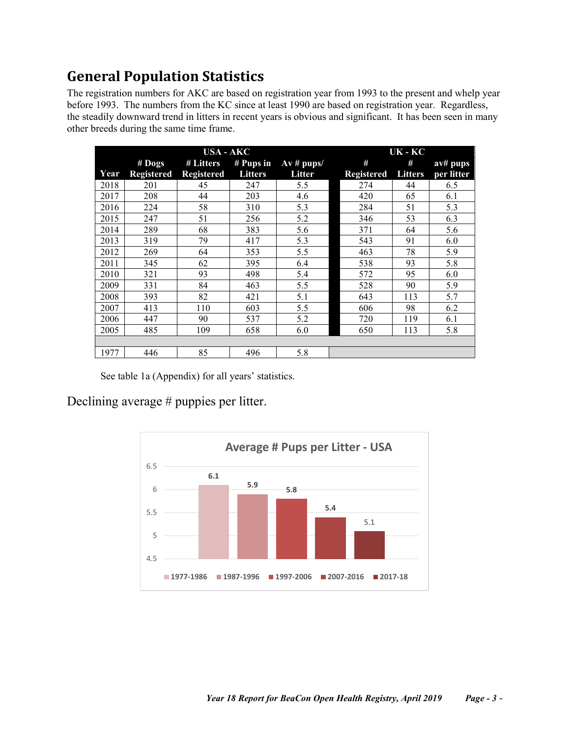## General Population Statistics

The registration numbers for AKC are based on registration year from 1993 to the present and whelp year before 1993. The numbers from the KC since at least 1990 are based on registration year. Regardless, the steadily downward trend in litters in recent years is obvious and significant. It has been seen in many other breeds during the same time frame.

| | USA - AKC | | | | | UK - KC | | |
|---|---|---|---|---|---|---|---|---|
| Year | # Dogs Registered | # Litters Registered | # Pups in Litters | Av # pups/ Litter | | # Registered | # Litters | av# pups per litter |
| 2018 | 201 | 45 | 247 | 5.5 | | 274 | 44 | 6.5 |
| 2017 | 208 | 44 | 203 | 4.6 | | 420 | 65 | 6.1 |
| 2016 | 224 | 58 | 310 | 5.3 | | 284 | 51 | 5.3 |
| 2015 | 247 | 51 | 256 | 5.2 | | 346 | 53 | 6.3 |
| 2014 | 289 | 68 | 383 | 5.6 | | 371 | 64 | 5.6 |
| 2013 | 319 | 79 | 417 | 5.3 | | 543 | 91 | 6.0 |
| 2012 | 269 | 64 | 353 | 5.5 | | 463 | 78 | 5.9 |
| 2011 | 345 | 62 | 395 | 6.4 | | 538 | 93 | 5.8 |
| 2010 | 321 | 93 | 498 | 5.4 | | 572 | 95 | 6.0 |
| 2009 | 331 | 84 | 463 | 5.5 | | 528 | 90 | 5.9 |
| 2008 | 393 | 82 | 421 | 5.1 | | 643 | 113 | 5.7 |
| 2007 | 413 | 110 | 603 | 5.5 | | 606 | 98 | 6.2 |
| 2006 | 447 | 90 | 537 | 5.2 | | 720 | 119 | 6.1 |
| 2005 | 485 | 109 | 658 | 6.0 | | 650 | 113 | 5.8 |
| | | | | | | | | |
| 1977 | 446 | 85 | 496 | 5.8 | | | | |

See table 1a (Appendix) for all years' statistics.

Declining average # puppies per litter.

**Average # Pups per Litter - USA**

| Period | Average # Pups per Litter |
|---|---|
| 1977-1986 | 6.1 |
| 1987-1996 | 5.9 |
| 1997-2006 | 5.8 |
| 2007-2016 | 5.4 |
| 2017-18 | 5.1 |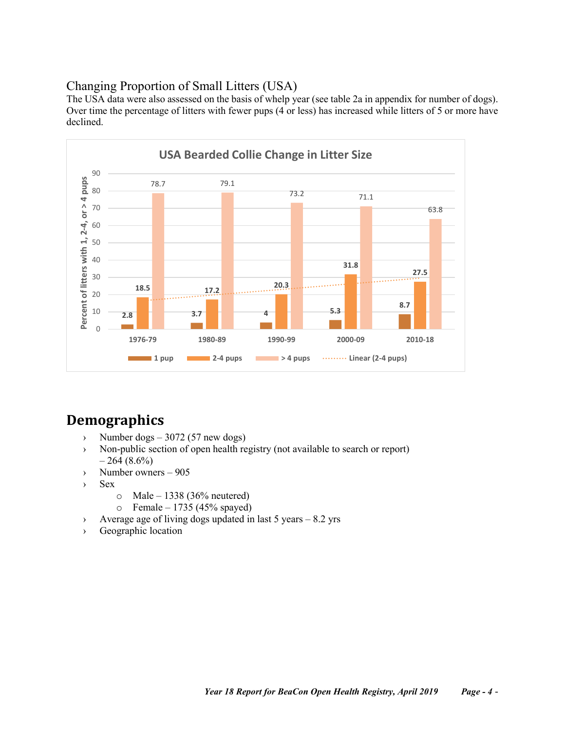## Changing Proportion of Small Litters (USA)

The USA data were also assessed on the basis of whelp year (see table 2a in appendix for number of dogs). Over time the percentage of litters with fewer pups (4 or less) has increased while litters of 5 or more have declined.

**USA Bearded Collie Change in Litter Size**

| Whelp year | 1 pup | 2-4 pups | > 4 pups |
|---|---|---|---|
| 1976-79 | 2.8 | 18.5 | 78.7 |
| 1980-89 | 3.7 | 17.2 | 79.1 |
| 1990-99 | 4 | 20.3 | 73.2 |
| 2000-09 | 5.3 | 31.8 | 71.1 |
| 2010-18 | 8.7 | 27.5 | 63.8 |

Y-axis: Percent of litters with 1, 2-4, or > 4 pups. Legend: 1 pup, 2-4 pups, > 4 pups, Linear (2-4 pups)

# Demographics

- Number dogs – 3072 (57 new dogs)
- Non-public section of open health registry (not available to search or report) – 264 (8.6%)
- Number owners – 905
- Sex
  - Male – 1338 (36% neutered)
  - Female – 1735 (45% spayed)
- Average age of living dogs updated in last 5 years – 8.2 yrs
- Geographic location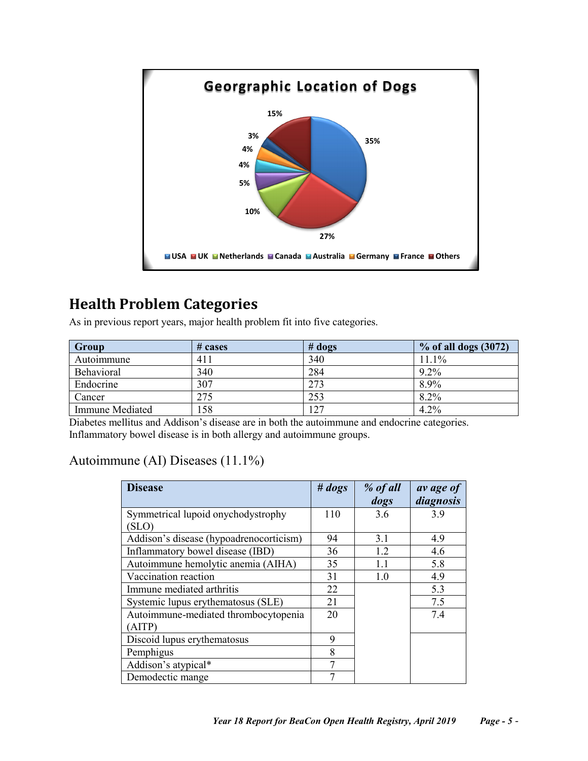**Georgraphic Location of Dogs**

35% USA, 27% UK, 10% Netherlands, 5% Canada, 4% Australia, 4% Germany, 3% France, 15% Others

## Health Problem Categories

As in previous report years, major health problem fit into five categories.

| Group | # cases | # dogs | % of all dogs (3072) |
|---|---|---|---|
| Autoimmune | 411 | 340 | 11.1% |
| Behavioral | 340 | 284 | 9.2% |
| Endocrine | 307 | 273 | 8.9% |
| Cancer | 275 | 253 | 8.2% |
| Immune Mediated | 158 | 127 | 4.2% |

Diabetes mellitus and Addison's disease are in both the autoimmune and endocrine categories. Inflammatory bowel disease is in both allergy and autoimmune groups.

### Autoimmune (AI) Diseases (11.1%)

| Disease | *# dogs* | *% of all dogs* | *av age of diagnosis* |
|---|---|---|---|
| Symmetrical lupoid onychodystrophy (SLO) | 110 | 3.6 | 3.9 |
| Addison's disease (hypoadrenocorticism) | 94 | 3.1 | 4.9 |
| Inflammatory bowel disease (IBD) | 36 | 1.2 | 4.6 |
| Autoimmune hemolytic anemia (AIHA) | 35 | 1.1 | 5.8 |
| Vaccination reaction | 31 | 1.0 | 4.9 |
| Immune mediated arthritis | 22 | | 5.3 |
| Systemic lupus erythematosus (SLE) | 21 | | 7.5 |
| Autoimmune-mediated thrombocytopenia (AITP) | 20 | | 7.4 |
| Discoid lupus erythematosus | 9 | | |
| Pemphigus | 8 | | |
| Addison's atypical* | 7 | | |
| Demodectic mange | 7 | | |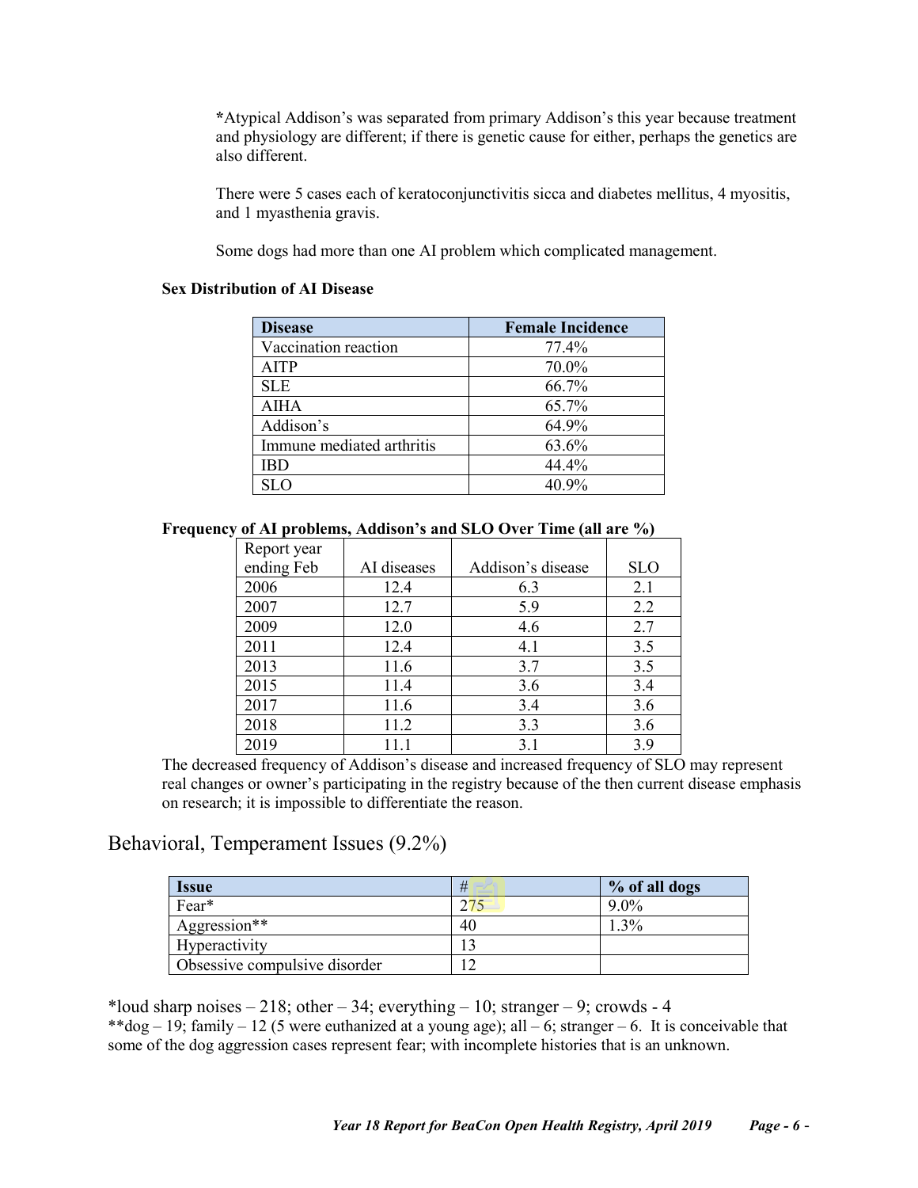*Atypical Addison's was separated from primary Addison's this year because treatment and physiology are different; if there is genetic cause for either, perhaps the genetics are also different.

There were 5 cases each of keratoconjunctivitis sicca and diabetes mellitus, 4 myositis, and 1 myasthenia gravis.

Some dogs had more than one AI problem which complicated management.

**Sex Distribution of AI Disease**

| Disease | Female Incidence |
|---|---|
| Vaccination reaction | 77.4% |
| AITP | 70.0% |
| SLE | 66.7% |
| AIHA | 65.7% |
| Addison's | 64.9% |
| Immune mediated arthritis | 63.6% |
| IBD | 44.4% |
| SLO | 40.9% |

**Frequency of AI problems, Addison's and SLO Over Time (all are %)**

| Report year ending Feb | AI diseases | Addison's disease | SLO |
|---|---|---|---|
| 2006 | 12.4 | 6.3 | 2.1 |
| 2007 | 12.7 | 5.9 | 2.2 |
| 2009 | 12.0 | 4.6 | 2.7 |
| 2011 | 12.4 | 4.1 | 3.5 |
| 2013 | 11.6 | 3.7 | 3.5 |
| 2015 | 11.4 | 3.6 | 3.4 |
| 2017 | 11.6 | 3.4 | 3.6 |
| 2018 | 11.2 | 3.3 | 3.6 |
| 2019 | 11.1 | 3.1 | 3.9 |

The decreased frequency of Addison's disease and increased frequency of SLO may represent real changes or owner's participating in the registry because of the then current disease emphasis on research; it is impossible to differentiate the reason.

## Behavioral, Temperament Issues (9.2%)

| Issue | # | % of all dogs |
|---|---|---|
| Fear* | 275 | 9.0% |
| Aggression** | 40 | 1.3% |
| Hyperactivity | 13 | |
| Obsessive compulsive disorder | 12 | |

*loud sharp noises – 218; other – 34; everything – 10; stranger – 9; crowds - 4
**dog – 19; family – 12 (5 were euthanized at a young age); all – 6; stranger – 6. It is conceivable that some of the dog aggression cases represent fear; with incomplete histories that is an unknown.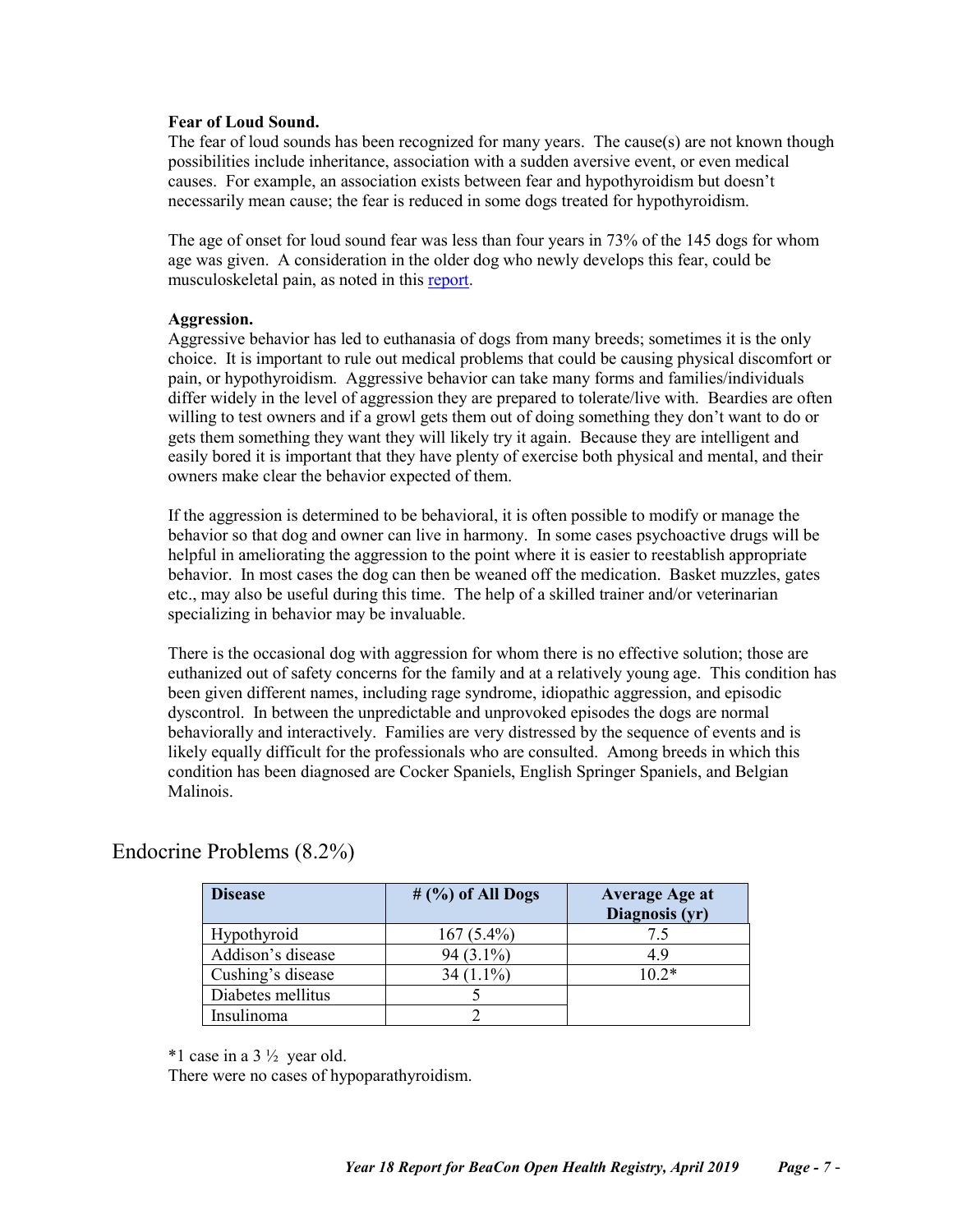**Fear of Loud Sound.**

The fear of loud sounds has been recognized for many years. The cause(s) are not known though possibilities include inheritance, association with a sudden aversive event, or even medical causes. For example, an association exists between fear and hypothyroidism but doesn't necessarily mean cause; the fear is reduced in some dogs treated for hypothyroidism.

The age of onset for loud sound fear was less than four years in 73% of the 145 dogs for whom age was given. A consideration in the older dog who newly develops this fear, could be musculoskeletal pain, as noted in this report.

**Aggression.**

Aggressive behavior has led to euthanasia of dogs from many breeds; sometimes it is the only choice. It is important to rule out medical problems that could be causing physical discomfort or pain, or hypothyroidism. Aggressive behavior can take many forms and families/individuals differ widely in the level of aggression they are prepared to tolerate/live with. Beardies are often willing to test owners and if a growl gets them out of doing something they don't want to do or gets them something they want they will likely try it again. Because they are intelligent and easily bored it is important that they have plenty of exercise both physical and mental, and their owners make clear the behavior expected of them.

If the aggression is determined to be behavioral, it is often possible to modify or manage the behavior so that dog and owner can live in harmony. In some cases psychoactive drugs will be helpful in ameliorating the aggression to the point where it is easier to reestablish appropriate behavior. In most cases the dog can then be weaned off the medication. Basket muzzles, gates etc., may also be useful during this time. The help of a skilled trainer and/or veterinarian specializing in behavior may be invaluable.

There is the occasional dog with aggression for whom there is no effective solution; those are euthanized out of safety concerns for the family and at a relatively young age. This condition has been given different names, including rage syndrome, idiopathic aggression, and episodic dyscontrol. In between the unpredictable and unprovoked episodes the dogs are normal behaviorally and interactively. Families are very distressed by the sequence of events and is likely equally difficult for the professionals who are consulted. Among breeds in which this condition has been diagnosed are Cocker Spaniels, English Springer Spaniels, and Belgian Malinois.

## Endocrine Problems (8.2%)

| Disease | # (%) of All Dogs | Average Age at Diagnosis (yr) |
|---|---|---|
| Hypothyroid | 167 (5.4%) | 7.5 |
| Addison's disease | 94 (3.1%) | 4.9 |
| Cushing's disease | 34 (1.1%) | 10.2* |
| Diabetes mellitus | 5 | |
| Insulinoma | 2 | |

*1 case in a 3 ½ year old.

There were no cases of hypoparathyroidism.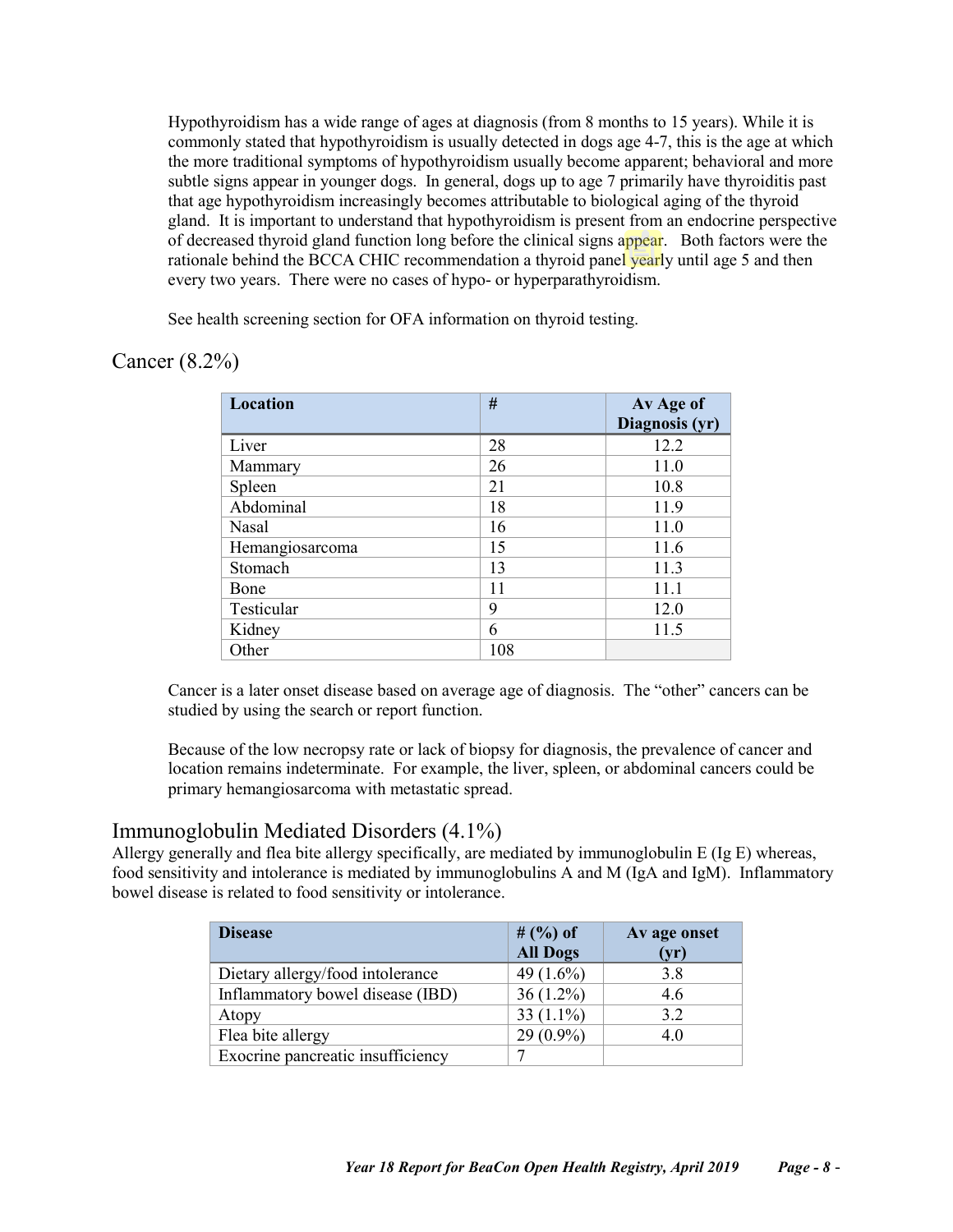Hypothyroidism has a wide range of ages at diagnosis (from 8 months to 15 years). While it is commonly stated that hypothyroidism is usually detected in dogs age 4-7, this is the age at which the more traditional symptoms of hypothyroidism usually become apparent; behavioral and more subtle signs appear in younger dogs. In general, dogs up to age 7 primarily have thyroiditis past that age hypothyroidism increasingly becomes attributable to biological aging of the thyroid gland. It is important to understand that hypothyroidism is present from an endocrine perspective of decreased thyroid gland function long before the clinical signs appear. Both factors were the rationale behind the BCCA CHIC recommendation a thyroid panel yearly until age 5 and then every two years. There were no cases of hypo- or hyperparathyroidism.

See health screening section for OFA information on thyroid testing.

## Cancer (8.2%)

| Location | # | Av Age of Diagnosis (yr) |
|---|---|---|
| Liver | 28 | 12.2 |
| Mammary | 26 | 11.0 |
| Spleen | 21 | 10.8 |
| Abdominal | 18 | 11.9 |
| Nasal | 16 | 11.0 |
| Hemangiosarcoma | 15 | 11.6 |
| Stomach | 13 | 11.3 |
| Bone | 11 | 11.1 |
| Testicular | 9 | 12.0 |
| Kidney | 6 | 11.5 |
| Other | 108 | |

Cancer is a later onset disease based on average age of diagnosis. The "other" cancers can be studied by using the search or report function.

Because of the low necropsy rate or lack of biopsy for diagnosis, the prevalence of cancer and location remains indeterminate. For example, the liver, spleen, or abdominal cancers could be primary hemangiosarcoma with metastatic spread.

## Immunoglobulin Mediated Disorders (4.1%)

Allergy generally and flea bite allergy specifically, are mediated by immunoglobulin E (Ig E) whereas, food sensitivity and intolerance is mediated by immunoglobulins A and M (IgA and IgM). Inflammatory bowel disease is related to food sensitivity or intolerance.

| Disease | # (%) of All Dogs | Av age onset (yr) |
|---|---|---|
| Dietary allergy/food intolerance | 49 (1.6%) | 3.8 |
| Inflammatory bowel disease (IBD) | 36 (1.2%) | 4.6 |
| Atopy | 33 (1.1%) | 3.2 |
| Flea bite allergy | 29 (0.9%) | 4.0 |
| Exocrine pancreatic insufficiency | 7 | |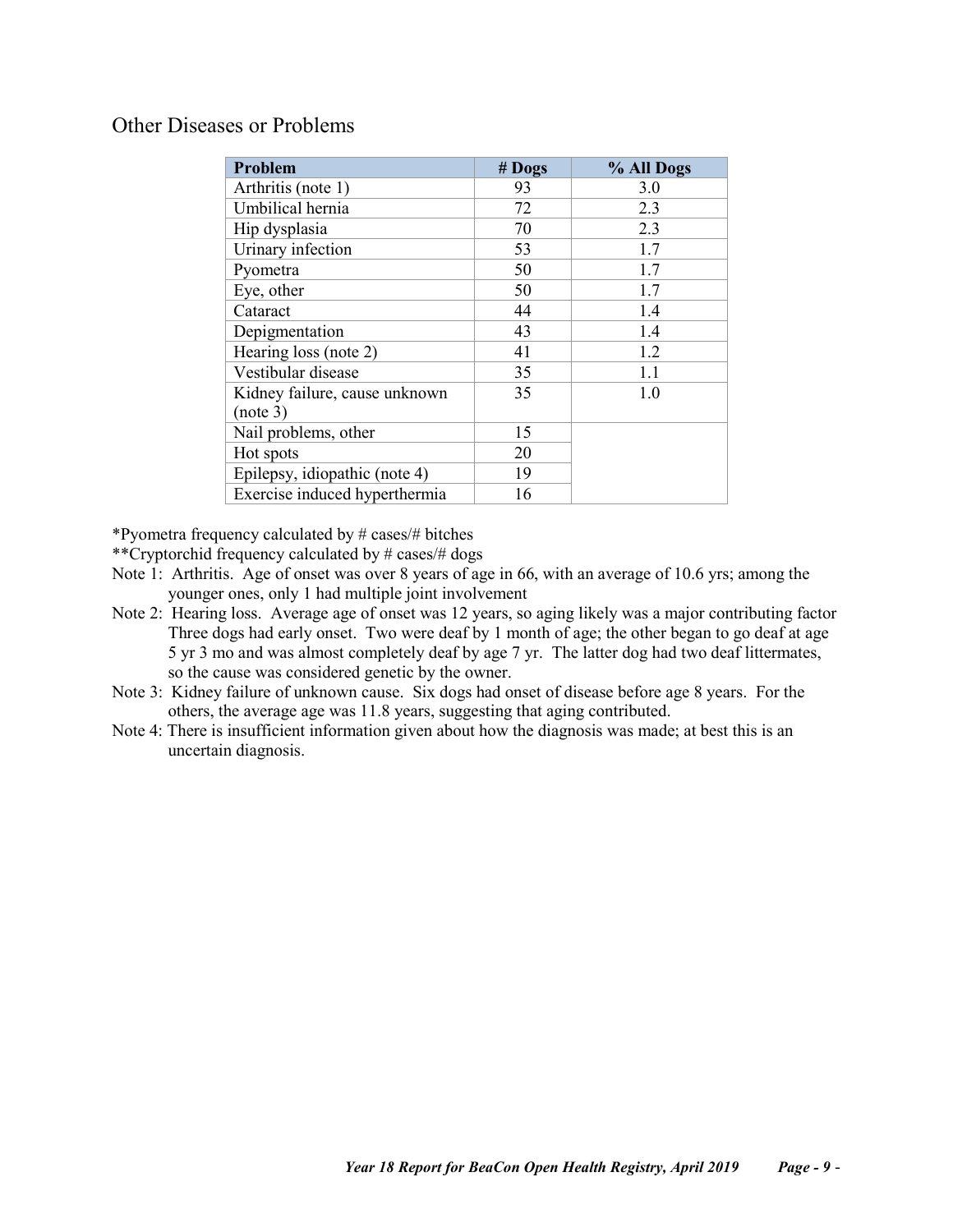## Other Diseases or Problems

| Problem | # Dogs | % All Dogs |
|---|---|---|
| Arthritis (note 1) | 93 | 3.0 |
| Umbilical hernia | 72 | 2.3 |
| Hip dysplasia | 70 | 2.3 |
| Urinary infection | 53 | 1.7 |
| Pyometra | 50 | 1.7 |
| Eye, other | 50 | 1.7 |
| Cataract | 44 | 1.4 |
| Depigmentation | 43 | 1.4 |
| Hearing loss (note 2) | 41 | 1.2 |
| Vestibular disease | 35 | 1.1 |
| Kidney failure, cause unknown (note 3) | 35 | 1.0 |
| Nail problems, other | 15 | |
| Hot spots | 20 | |
| Epilepsy, idiopathic (note 4) | 19 | |
| Exercise induced hyperthermia | 16 | |

*Pyometra frequency calculated by # cases/# bitches

**Cryptorchid frequency calculated by # cases/# dogs

Note 1: Arthritis. Age of onset was over 8 years of age in 66, with an average of 10.6 yrs; among the younger ones, only 1 had multiple joint involvement

Note 2: Hearing loss. Average age of onset was 12 years, so aging likely was a major contributing factor Three dogs had early onset. Two were deaf by 1 month of age; the other began to go deaf at age 5 yr 3 mo and was almost completely deaf by age 7 yr. The latter dog had two deaf littermates, so the cause was considered genetic by the owner.

Note 3: Kidney failure of unknown cause. Six dogs had onset of disease before age 8 years. For the others, the average age was 11.8 years, suggesting that aging contributed.

Note 4: There is insufficient information given about how the diagnosis was made; at best this is an uncertain diagnosis.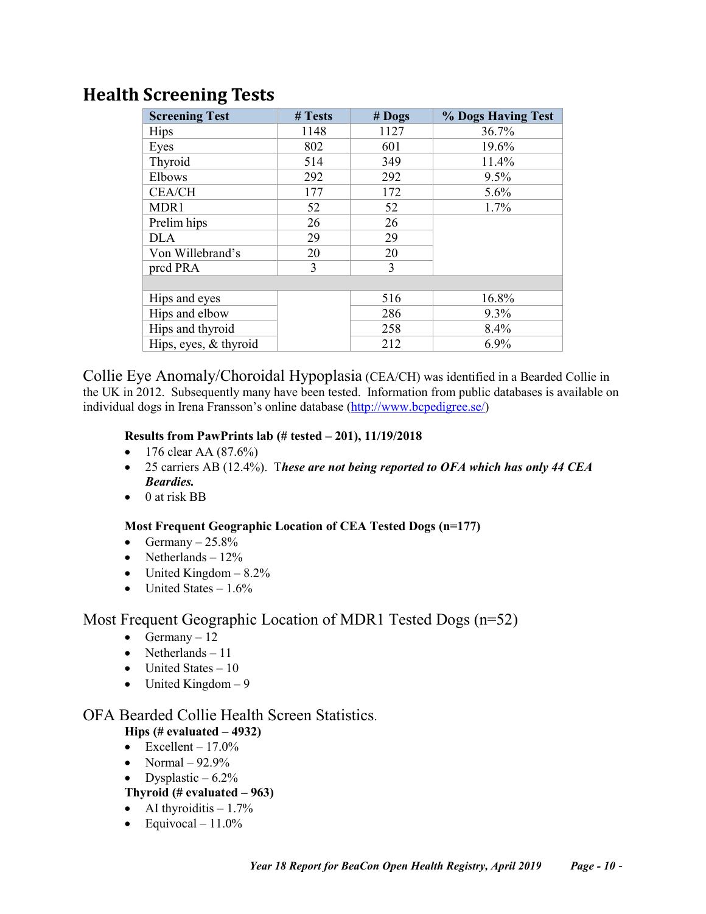## Health Screening Tests

| Screening Test | # Tests | # Dogs | % Dogs Having Test |
|---|---|---|---|
| Hips | 1148 | 1127 | 36.7% |
| Eyes | 802 | 601 | 19.6% |
| Thyroid | 514 | 349 | 11.4% |
| Elbows | 292 | 292 | 9.5% |
| CEA/CH | 177 | 172 | 5.6% |
| MDR1 | 52 | 52 | 1.7% |
| Prelim hips | 26 | 26 | |
| DLA | 29 | 29 | |
| Von Willebrand's | 20 | 20 | |
| prcd PRA | 3 | 3 | |
| | | | |
| Hips and eyes | | 516 | 16.8% |
| Hips and elbow | | 286 | 9.3% |
| Hips and thyroid | | 258 | 8.4% |
| Hips, eyes, & thyroid | | 212 | 6.9% |

Collie Eye Anomaly/Choroidal Hypoplasia (CEA/CH) was identified in a Bearded Collie in the UK in 2012. Subsequently many have been tested. Information from public databases is available on individual dogs in Irena Fransson's online database (http://www.bcpedigree.se/)

**Results from PawPrints lab (# tested – 201), 11/19/2018**

- 176 clear AA (87.6%)
- 25 carriers AB (12.4%). T***hese are not being reported to OFA which has only 44 CEA Beardies.***
- 0 at risk BB

**Most Frequent Geographic Location of CEA Tested Dogs (n=177)**

- Germany – 25.8%
- Netherlands – 12%
- United Kingdom – 8.2%
- United States – 1.6%

### Most Frequent Geographic Location of MDR1 Tested Dogs (n=52)

- Germany – 12
- Netherlands – 11
- United States – 10
- United Kingdom – 9

### OFA Bearded Collie Health Screen Statistics.

**Hips (# evaluated – 4932)**

- Excellent – 17.0%
- Normal – 92.9%
- Dysplastic – 6.2%

**Thyroid (# evaluated – 963)**

- AI thyroiditis – 1.7%
- Equivocal – 11.0%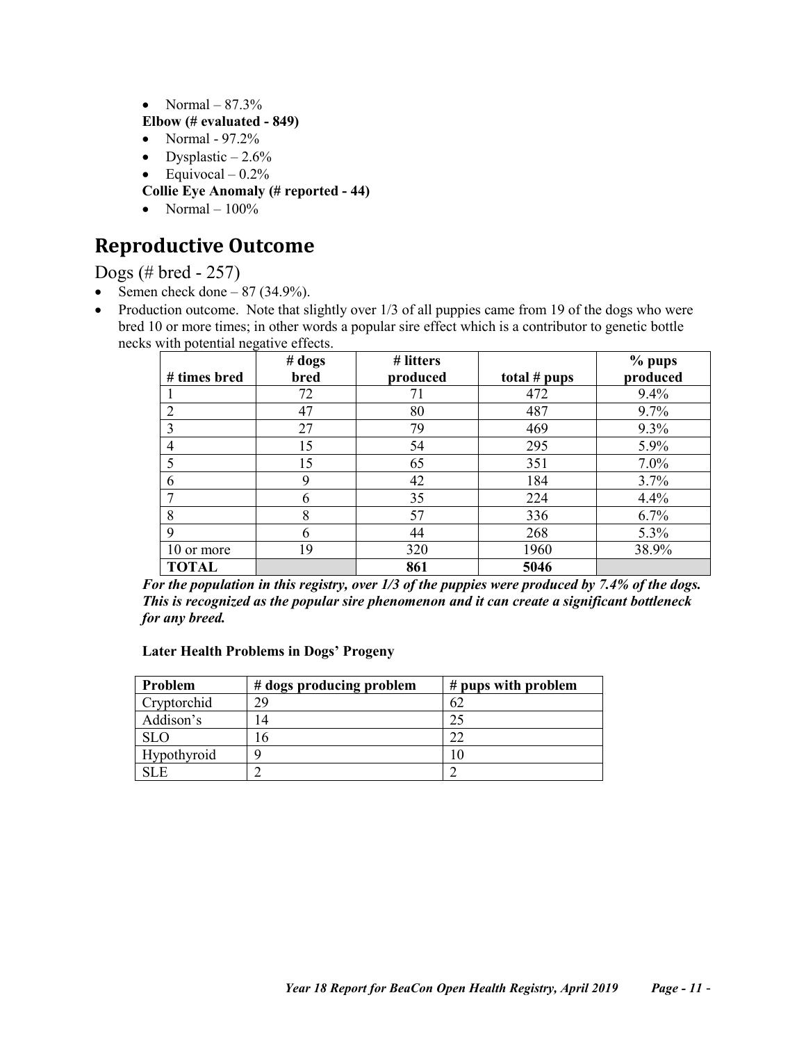- Normal – 87.3%

**Elbow (# evaluated - 849)**

- Normal - 97.2%
- Dysplastic – 2.6%
- Equivocal – 0.2%

**Collie Eye Anomaly (# reported - 44)**

- Normal – 100%

# Reproductive Outcome

## Dogs (# bred - 257)

- Semen check done – 87 (34.9%).
- Production outcome. Note that slightly over 1/3 of all puppies came from 19 of the dogs who were bred 10 or more times; in other words a popular sire effect which is a contributor to genetic bottle necks with potential negative effects.

| # times bred | # dogs bred | # litters produced | total # pups | % pups produced |
|---|---|---|---|---|
| 1 | 72 | 71 | 472 | 9.4% |
| 2 | 47 | 80 | 487 | 9.7% |
| 3 | 27 | 79 | 469 | 9.3% |
| 4 | 15 | 54 | 295 | 5.9% |
| 5 | 15 | 65 | 351 | 7.0% |
| 6 | 9 | 42 | 184 | 3.7% |
| 7 | 6 | 35 | 224 | 4.4% |
| 8 | 8 | 57 | 336 | 6.7% |
| 9 | 6 | 44 | 268 | 5.3% |
| 10 or more | 19 | 320 | 1960 | 38.9% |
| **TOTAL** | | **861** | **5046** | |

***For the population in this registry, over 1/3 of the puppies were produced by 7.4% of the dogs. This is recognized as the popular sire phenomenon and it can create a significant bottleneck for any breed.***

**Later Health Problems in Dogs' Progeny**

| Problem | # dogs producing problem | # pups with problem |
|---|---|---|
| Cryptorchid | 29 | 62 |
| Addison's | 14 | 25 |
| SLO | 16 | 22 |
| Hypothyroid | 9 | 10 |
| SLE | 2 | 2 |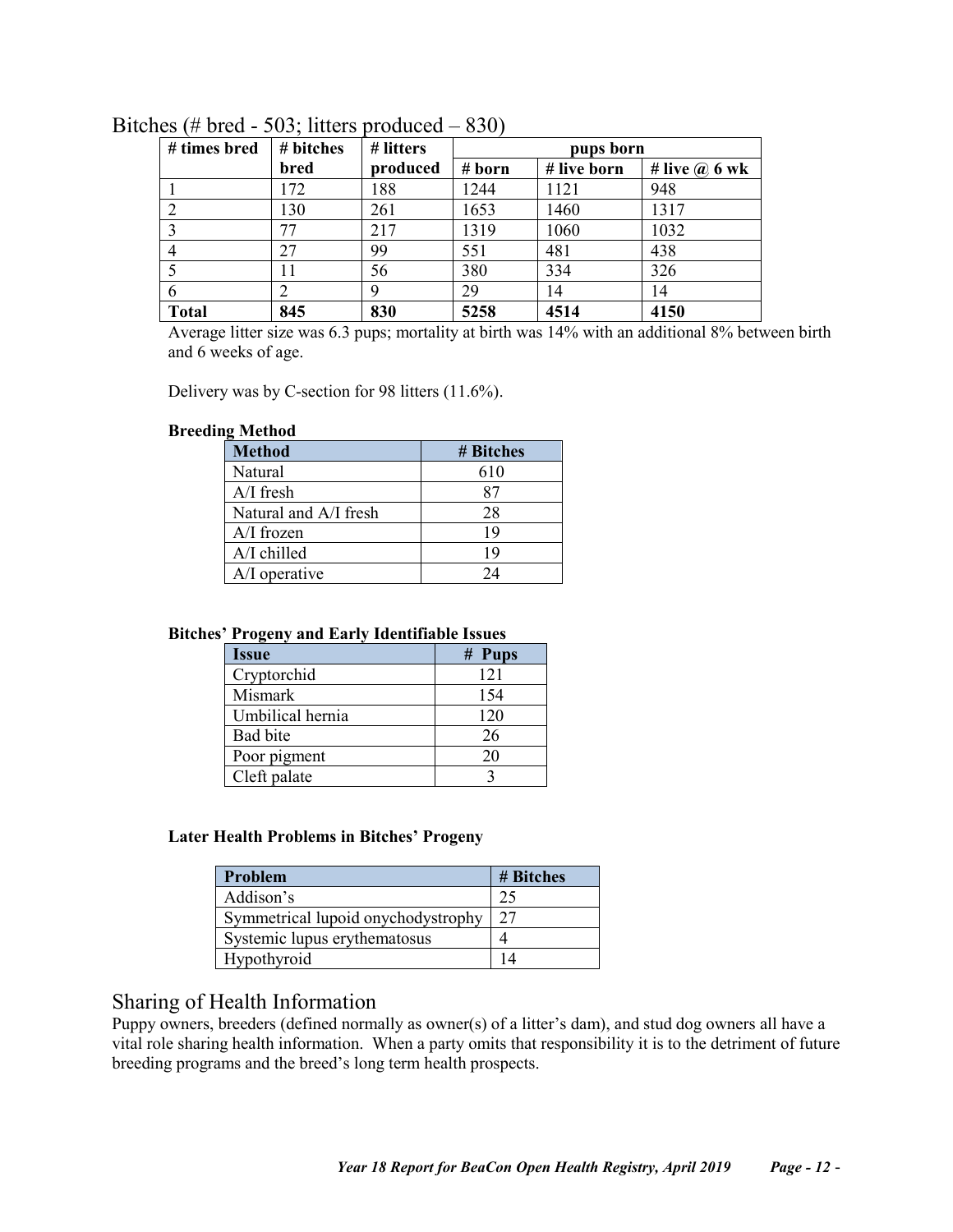## Bitches (# bred - 503; litters produced – 830)

| # times bred | # bitches bred | # litters produced | pups born | | |
|---|---|---|---|---|---|
| | | | # born | # live born | # live @ 6 wk |
| 1 | 172 | 188 | 1244 | 1121 | 948 |
| 2 | 130 | 261 | 1653 | 1460 | 1317 |
| 3 | 77 | 217 | 1319 | 1060 | 1032 |
| 4 | 27 | 99 | 551 | 481 | 438 |
| 5 | 11 | 56 | 380 | 334 | 326 |
| 6 | 2 | 9 | 29 | 14 | 14 |
| **Total** | **845** | **830** | **5258** | **4514** | **4150** |

Average litter size was 6.3 pups; mortality at birth was 14% with an additional 8% between birth and 6 weeks of age.

Delivery was by C-section for 98 litters (11.6%).

**Breeding Method**

| Method | # Bitches |
|---|---|
| Natural | 610 |
| A/I fresh | 87 |
| Natural and A/I fresh | 28 |
| A/I frozen | 19 |
| A/I chilled | 19 |
| A/I operative | 24 |

**Bitches' Progeny and Early Identifiable Issues**

| Issue | # Pups |
|---|---|
| Cryptorchid | 121 |
| Mismark | 154 |
| Umbilical hernia | 120 |
| Bad bite | 26 |
| Poor pigment | 20 |
| Cleft palate | 3 |

**Later Health Problems in Bitches' Progeny**

| Problem | # Bitches |
|---|---|
| Addison's | 25 |
| Symmetrical lupoid onychodystrophy | 27 |
| Systemic lupus erythematosus | 4 |
| Hypothyroid | 14 |

## Sharing of Health Information

Puppy owners, breeders (defined normally as owner(s) of a litter's dam), and stud dog owners all have a vital role sharing health information. When a party omits that responsibility it is to the detriment of future breeding programs and the breed's long term health prospects.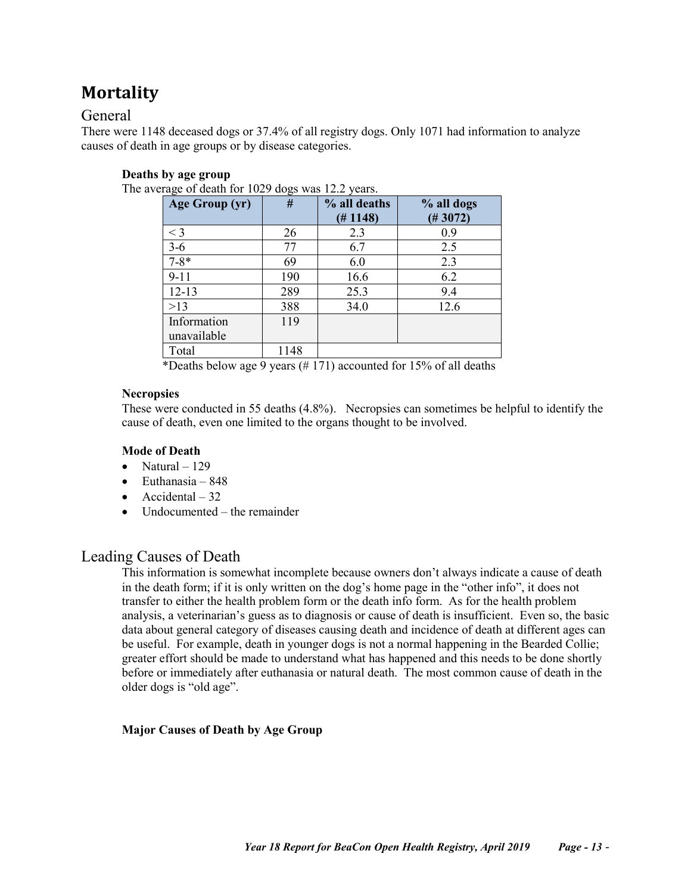# Mortality

## General

There were 1148 deceased dogs or 37.4% of all registry dogs. Only 1071 had information to analyze causes of death in age groups or by disease categories.

**Deaths by age group**

The average of death for 1029 dogs was 12.2 years.

| Age Group (yr) | # | % all deaths (# 1148) | % all dogs (# 3072) |
|---|---|---|---|
| < 3 | 26 | 2.3 | 0.9 |
| 3-6 | 77 | 6.7 | 2.5 |
| 7-8* | 69 | 6.0 | 2.3 |
| 9-11 | 190 | 16.6 | 6.2 |
| 12-13 | 289 | 25.3 | 9.4 |
| >13 | 388 | 34.0 | 12.6 |
| Information unavailable | 119 | | |
| Total | 1148 | | |

*Deaths below age 9 years (# 171) accounted for 15% of all deaths

**Necropsies**

These were conducted in 55 deaths (4.8%). Necropsies can sometimes be helpful to identify the cause of death, even one limited to the organs thought to be involved.

**Mode of Death**

- Natural – 129
- Euthanasia – 848
- Accidental – 32
- Undocumented – the remainder

## Leading Causes of Death

This information is somewhat incomplete because owners don't always indicate a cause of death in the death form; if it is only written on the dog's home page in the "other info", it does not transfer to either the health problem form or the death info form. As for the health problem analysis, a veterinarian's guess as to diagnosis or cause of death is insufficient. Even so, the basic data about general category of diseases causing death and incidence of death at different ages can be useful. For example, death in younger dogs is not a normal happening in the Bearded Collie; greater effort should be made to understand what has happened and this needs to be done shortly before or immediately after euthanasia or natural death. The most common cause of death in the older dogs is "old age".

**Major Causes of Death by Age Group**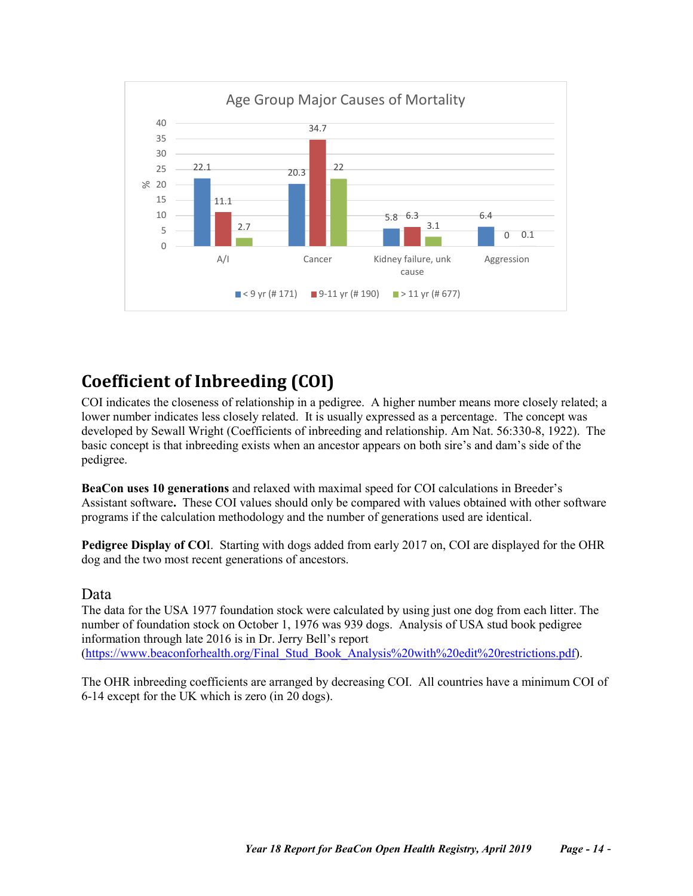**Age Group Major Causes of Mortality**

| % | < 9 yr (# 171) | 9-11 yr (# 190) | > 11 yr (# 677) |
|---|---|---|---|
| A/I | 22.1 | 11.1 | 2.7 |
| Cancer | 20.3 | 34.7 | 22 |
| Kidney failure, unk cause | 5.8 | 6.3 | 3.1 |
| Aggression | 6.4 | 0 | 0.1 |

# Coefficient of Inbreeding (COI)

COI indicates the closeness of relationship in a pedigree. A higher number means more closely related; a lower number indicates less closely related. It is usually expressed as a percentage. The concept was developed by Sewall Wright (Coefficients of inbreeding and relationship. Am Nat. 56:330-8, 1922). The basic concept is that inbreeding exists when an ancestor appears on both sire's and dam's side of the pedigree.

**BeaCon uses 10 generations** and relaxed with maximal speed for COI calculations in Breeder's Assistant software**.** These COI values should only be compared with values obtained with other software programs if the calculation methodology and the number of generations used are identical.

**Pedigree Display of CO**I. Starting with dogs added from early 2017 on, COI are displayed for the OHR dog and the two most recent generations of ancestors.

## Data

The data for the USA 1977 foundation stock were calculated by using just one dog from each litter. The number of foundation stock on October 1, 1976 was 939 dogs. Analysis of USA stud book pedigree information through late 2016 is in Dr. Jerry Bell's report (https://www.beaconforhealth.org/Final_Stud_Book_Analysis%20with%20edit%20restrictions.pdf).

The OHR inbreeding coefficients are arranged by decreasing COI. All countries have a minimum COI of 6-14 except for the UK which is zero (in 20 dogs).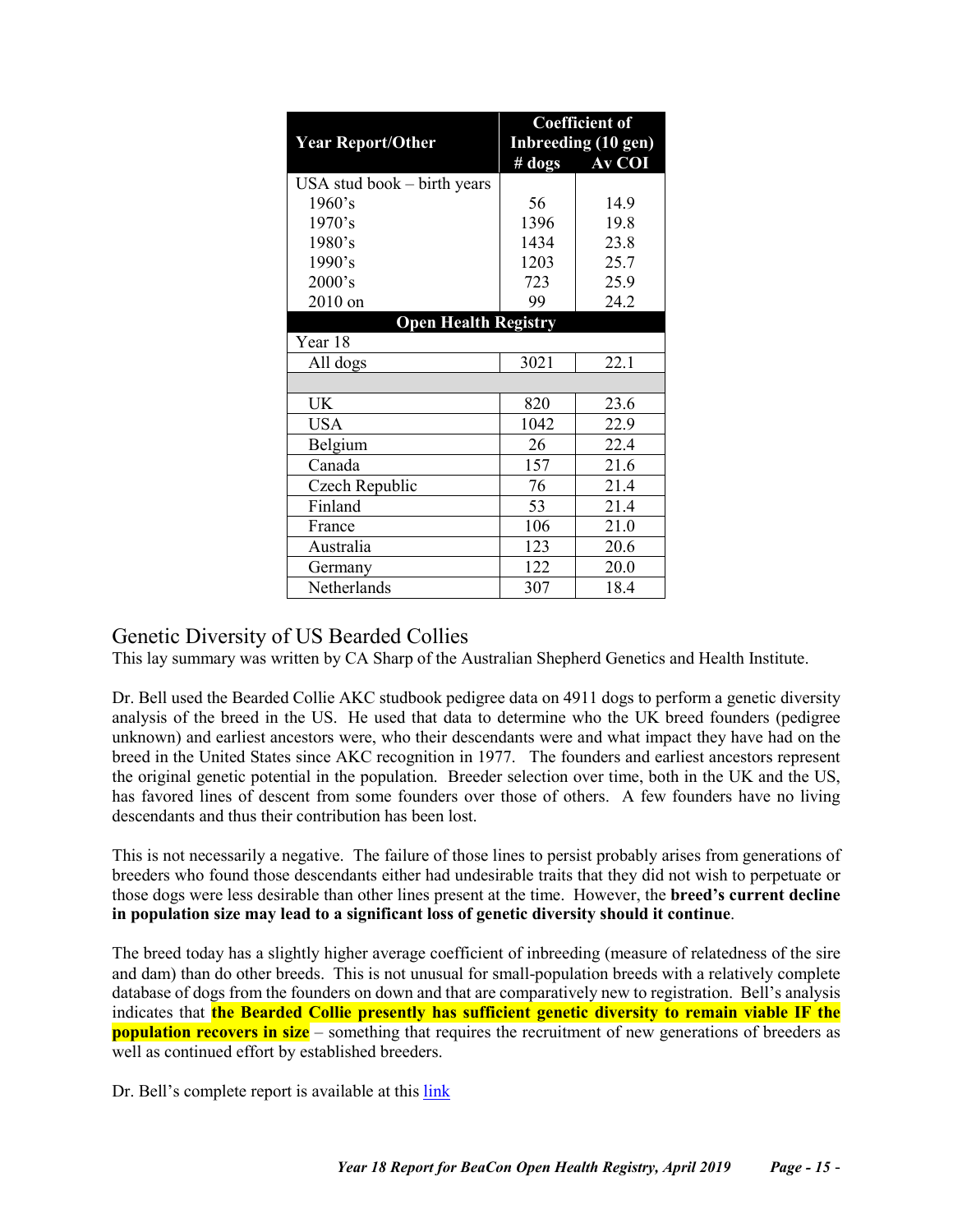| Year Report/Other | Coefficient of Inbreeding (10 gen) # dogs | Av COI |
|---|---|---|
| USA stud book – birth years | | |
| 1960's | 56 | 14.9 |
| 1970's | 1396 | 19.8 |
| 1980's | 1434 | 23.8 |
| 1990's | 1203 | 25.7 |
| 2000's | 723 | 25.9 |
| 2010 on | 99 | 24.2 |
| **Open Health Registry** | | |
| Year 18 | | |
| All dogs | 3021 | 22.1 |
| | | |
| UK | 820 | 23.6 |
| USA | 1042 | 22.9 |
| Belgium | 26 | 22.4 |
| Canada | 157 | 21.6 |
| Czech Republic | 76 | 21.4 |
| Finland | 53 | 21.4 |
| France | 106 | 21.0 |
| Australia | 123 | 20.6 |
| Germany | 122 | 20.0 |
| Netherlands | 307 | 18.4 |

## Genetic Diversity of US Bearded Collies

This lay summary was written by CA Sharp of the Australian Shepherd Genetics and Health Institute.

Dr. Bell used the Bearded Collie AKC studbook pedigree data on 4911 dogs to perform a genetic diversity analysis of the breed in the US. He used that data to determine who the UK breed founders (pedigree unknown) and earliest ancestors were, who their descendants were and what impact they have had on the breed in the United States since AKC recognition in 1977. The founders and earliest ancestors represent the original genetic potential in the population. Breeder selection over time, both in the UK and the US, has favored lines of descent from some founders over those of others. A few founders have no living descendants and thus their contribution has been lost.

This is not necessarily a negative. The failure of those lines to persist probably arises from generations of breeders who found those descendants either had undesirable traits that they did not wish to perpetuate or those dogs were less desirable than other lines present at the time. However, the **breed's current decline in population size may lead to a significant loss of genetic diversity should it continue**.

The breed today has a slightly higher average coefficient of inbreeding (measure of relatedness of the sire and dam) than do other breeds. This is not unusual for small-population breeds with a relatively complete database of dogs from the founders on down and that are comparatively new to registration. Bell's analysis indicates that **the Bearded Collie presently has sufficient genetic diversity to remain viable IF the population recovers in size** – something that requires the recruitment of new generations of breeders as well as continued effort by established breeders.

Dr. Bell's complete report is available at this link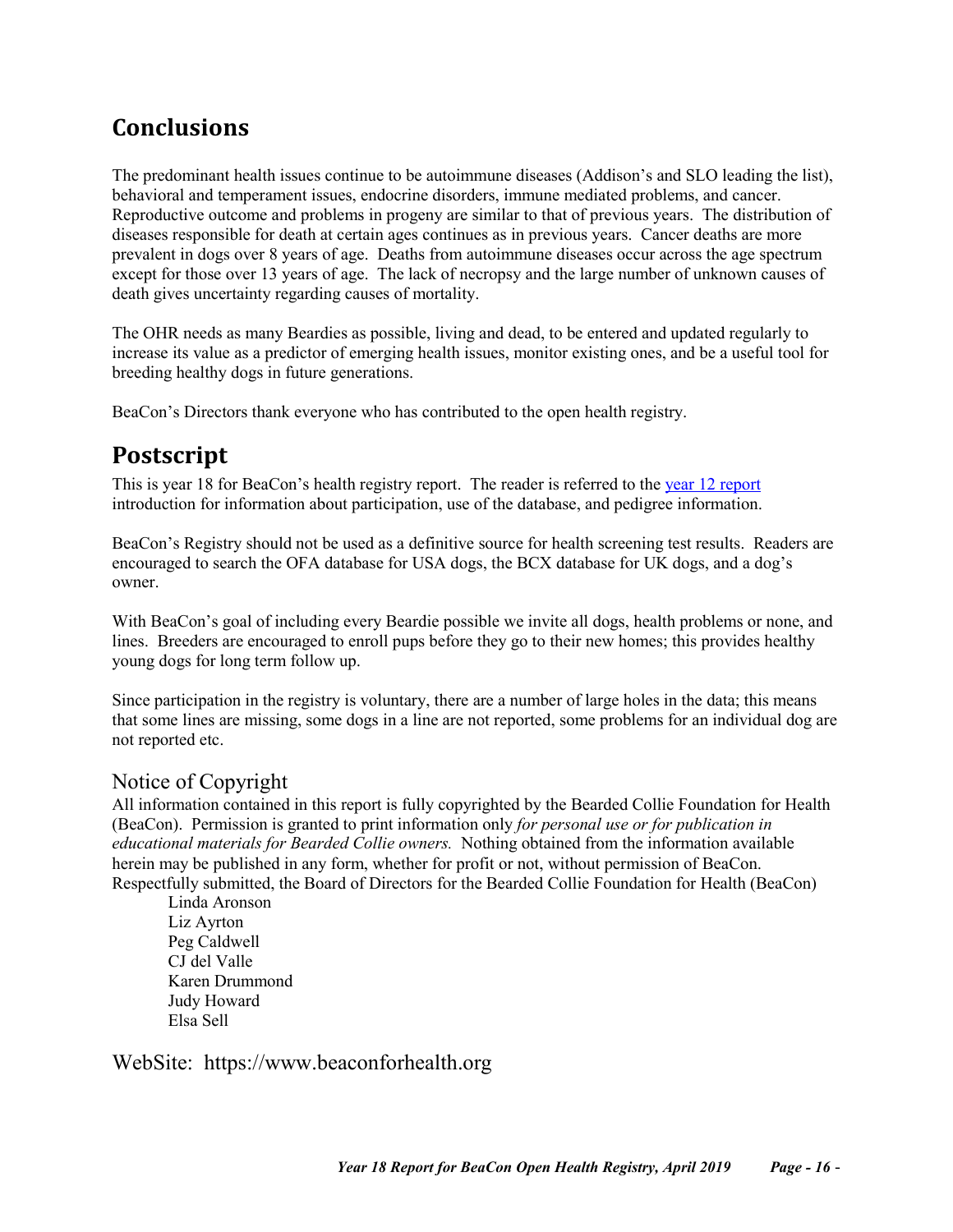## Conclusions

The predominant health issues continue to be autoimmune diseases (Addison's and SLO leading the list), behavioral and temperament issues, endocrine disorders, immune mediated problems, and cancer. Reproductive outcome and problems in progeny are similar to that of previous years. The distribution of diseases responsible for death at certain ages continues as in previous years. Cancer deaths are more prevalent in dogs over 8 years of age. Deaths from autoimmune diseases occur across the age spectrum except for those over 13 years of age. The lack of necropsy and the large number of unknown causes of death gives uncertainty regarding causes of mortality.

The OHR needs as many Beardies as possible, living and dead, to be entered and updated regularly to increase its value as a predictor of emerging health issues, monitor existing ones, and be a useful tool for breeding healthy dogs in future generations.

BeaCon's Directors thank everyone who has contributed to the open health registry.

## Postscript

This is year 18 for BeaCon's health registry report. The reader is referred to the year 12 report introduction for information about participation, use of the database, and pedigree information.

BeaCon's Registry should not be used as a definitive source for health screening test results. Readers are encouraged to search the OFA database for USA dogs, the BCX database for UK dogs, and a dog's owner.

With BeaCon's goal of including every Beardie possible we invite all dogs, health problems or none, and lines. Breeders are encouraged to enroll pups before they go to their new homes; this provides healthy young dogs for long term follow up.

Since participation in the registry is voluntary, there are a number of large holes in the data; this means that some lines are missing, some dogs in a line are not reported, some problems for an individual dog are not reported etc.

### Notice of Copyright

All information contained in this report is fully copyrighted by the Bearded Collie Foundation for Health (BeaCon). Permission is granted to print information only *for personal use or for publication in educational materials for Bearded Collie owners.* Nothing obtained from the information available herein may be published in any form, whether for profit or not, without permission of BeaCon.

Respectfully submitted, the Board of Directors for the Bearded Collie Foundation for Health (BeaCon)

Linda Aronson
Liz Ayrton
Peg Caldwell
CJ del Valle
Karen Drummond
Judy Howard
Elsa Sell

WebSite: https://www.beaconforhealth.org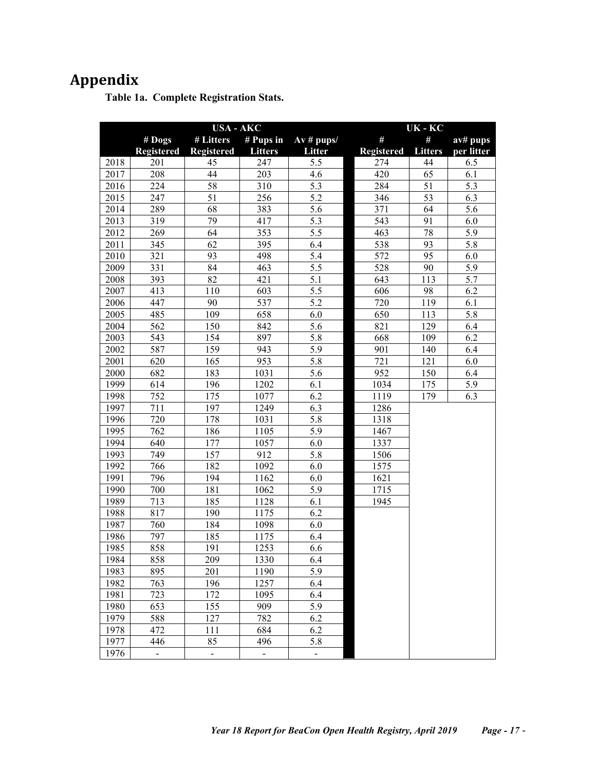# Appendix

**Table 1a. Complete Registration Stats.**

| | USA - AKC | | | | UK - KC | | |
|---|---|---|---|---|---|---|---|
| | # Dogs Registered | # Litters Registered | # Pups in Litters | Av # pups/ Litter | # Registered | # Litters | av# pups per litter |
| 2018 | 201 | 45 | 247 | 5.5 | 274 | 44 | 6.5 |
| 2017 | 208 | 44 | 203 | 4.6 | 420 | 65 | 6.1 |
| 2016 | 224 | 58 | 310 | 5.3 | 284 | 51 | 5.3 |
| 2015 | 247 | 51 | 256 | 5.2 | 346 | 53 | 6.3 |
| 2014 | 289 | 68 | 383 | 5.6 | 371 | 64 | 5.6 |
| 2013 | 319 | 79 | 417 | 5.3 | 543 | 91 | 6.0 |
| 2012 | 269 | 64 | 353 | 5.5 | 463 | 78 | 5.9 |
| 2011 | 345 | 62 | 395 | 6.4 | 538 | 93 | 5.8 |
| 2010 | 321 | 93 | 498 | 5.4 | 572 | 95 | 6.0 |
| 2009 | 331 | 84 | 463 | 5.5 | 528 | 90 | 5.9 |
| 2008 | 393 | 82 | 421 | 5.1 | 643 | 113 | 5.7 |
| 2007 | 413 | 110 | 603 | 5.5 | 606 | 98 | 6.2 |
| 2006 | 447 | 90 | 537 | 5.2 | 720 | 119 | 6.1 |
| 2005 | 485 | 109 | 658 | 6.0 | 650 | 113 | 5.8 |
| 2004 | 562 | 150 | 842 | 5.6 | 821 | 129 | 6.4 |
| 2003 | 543 | 154 | 897 | 5.8 | 668 | 109 | 6.2 |
| 2002 | 587 | 159 | 943 | 5.9 | 901 | 140 | 6.4 |
| 2001 | 620 | 165 | 953 | 5.8 | 721 | 121 | 6.0 |
| 2000 | 682 | 183 | 1031 | 5.6 | 952 | 150 | 6.4 |
| 1999 | 614 | 196 | 1202 | 6.1 | 1034 | 175 | 5.9 |
| 1998 | 752 | 175 | 1077 | 6.2 | 1119 | 179 | 6.3 |
| 1997 | 711 | 197 | 1249 | 6.3 | 1286 | | |
| 1996 | 720 | 178 | 1031 | 5.8 | 1318 | | |
| 1995 | 762 | 186 | 1105 | 5.9 | 1467 | | |
| 1994 | 640 | 177 | 1057 | 6.0 | 1337 | | |
| 1993 | 749 | 157 | 912 | 5.8 | 1506 | | |
| 1992 | 766 | 182 | 1092 | 6.0 | 1575 | | |
| 1991 | 796 | 194 | 1162 | 6.0 | 1621 | | |
| 1990 | 700 | 181 | 1062 | 5.9 | 1715 | | |
| 1989 | 713 | 185 | 1128 | 6.1 | 1945 | | |
| 1988 | 817 | 190 | 1175 | 6.2 | | | |
| 1987 | 760 | 184 | 1098 | 6.0 | | | |
| 1986 | 797 | 185 | 1175 | 6.4 | | | |
| 1985 | 858 | 191 | 1253 | 6.6 | | | |
| 1984 | 858 | 209 | 1330 | 6.4 | | | |
| 1983 | 895 | 201 | 1190 | 5.9 | | | |
| 1982 | 763 | 196 | 1257 | 6.4 | | | |
| 1981 | 723 | 172 | 1095 | 6.4 | | | |
| 1980 | 653 | 155 | 909 | 5.9 | | | |
| 1979 | 588 | 127 | 782 | 6.2 | | | |
| 1978 | 472 | 111 | 684 | 6.2 | | | |
| 1977 | 446 | 85 | 496 | 5.8 | | | |
| 1976 | - | - | - | - | | | |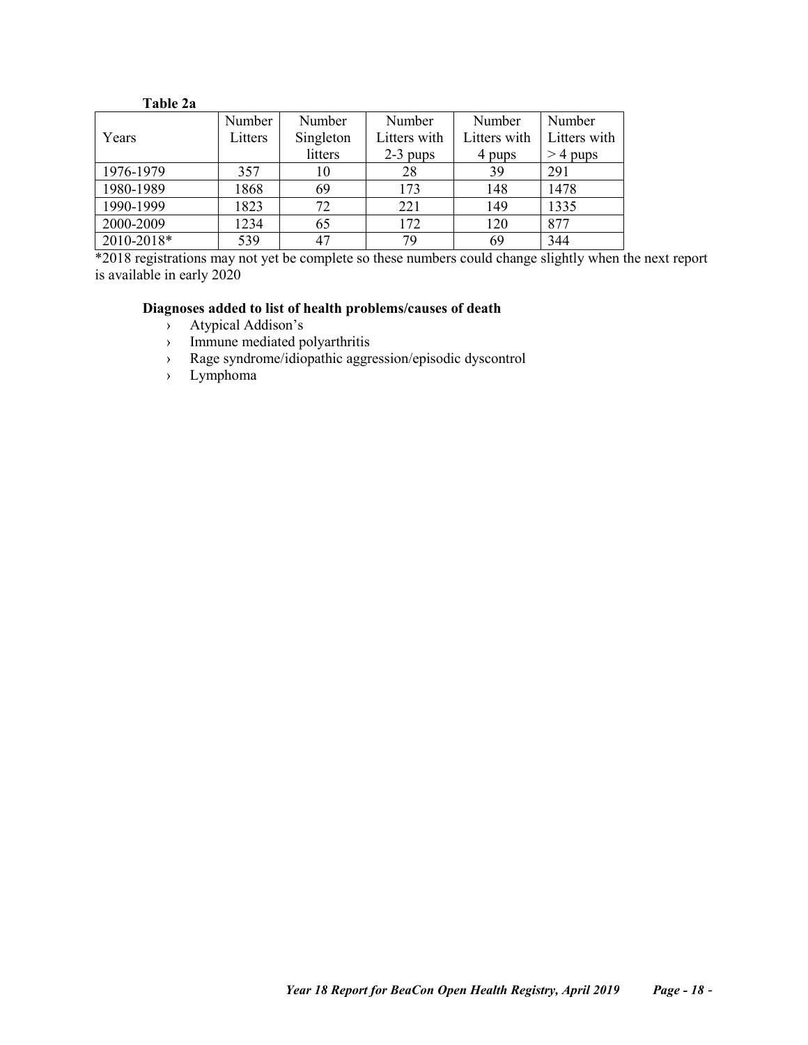**Table 2a**

| Years | Number Litters | Number Singleton litters | Number Litters with 2-3 pups | Number Litters with 4 pups | Number Litters with > 4 pups |
|---|---|---|---|---|---|
| 1976-1979 | 357 | 10 | 28 | 39 | 291 |
| 1980-1989 | 1868 | 69 | 173 | 148 | 1478 |
| 1990-1999 | 1823 | 72 | 221 | 149 | 1335 |
| 2000-2009 | 1234 | 65 | 172 | 120 | 877 |
| 2010-2018* | 539 | 47 | 79 | 69 | 344 |

*2018 registrations may not yet be complete so these numbers could change slightly when the next report is available in early 2020

**Diagnoses added to list of health problems/causes of death**

- Atypical Addison's
- Immune mediated polyarthritis
- Rage syndrome/idiopathic aggression/episodic dyscontrol
- Lymphoma